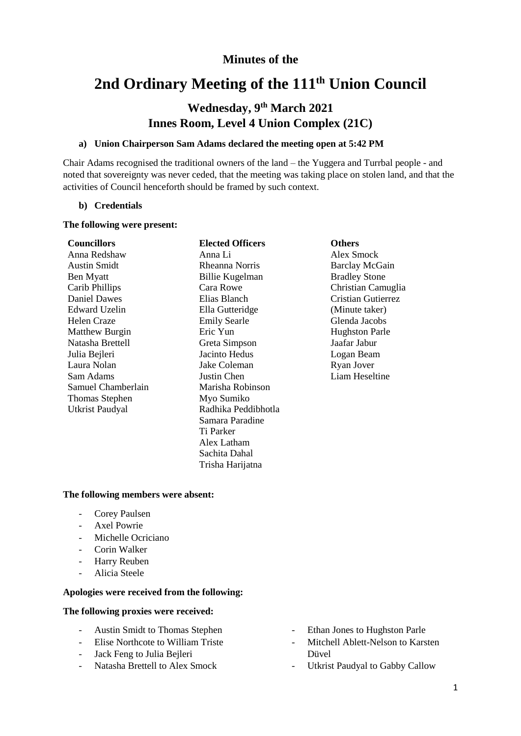# Minutes of the

# 2nd Ordinary Meeting of the 111th Union Council

## Wednesday, 9th March 2021
## Innes Room, Level 4 Union Complex (21C)

**a) Union Chairperson Sam Adams declared the meeting open at 5:42 PM**

Chair Adams recognised the traditional owners of the land – the Yuggera and Turrbal people - and noted that sovereignty was never ceded, that the meeting was taking place on stolen land, and that the activities of Council henceforth should be framed by such context.

**b) Credentials**

**The following were present:**

| **Councillors** | **Elected Officers** | **Others** |
|---|---|---|
| Anna Redshaw | Anna Li | Alex Smock |
| Austin Smidt | Rheanna Norris | Barclay McGain |
| Ben Myatt | Billie Kugelman | Bradley Stone |
| Carib Phillips | Cara Rowe | Christian Camuglia |
| Daniel Dawes | Elias Blanch | Cristian Gutierrez (Minute taker) |
| Edward Uzelin | Ella Gutteridge | Glenda Jacobs |
| Helen Craze | Emily Searle | Hughston Parle |
| Matthew Burgin | Eric Yun | Jaafar Jabur |
| Natasha Brettell | Greta Simpson | Logan Beam |
| Julia Bejleri | Jacinto Hedus | Ryan Jover |
| Laura Nolan | Jake Coleman | Liam Heseltine |
| Sam Adams | Justin Chen | |
| Samuel Chamberlain | Marisha Robinson | |
| Thomas Stephen | Myo Sumiko | |
| Utkrist Paudyal | Radhika Peddibhotla | |
| | Samara Paradine | |
| | Ti Parker | |
| | Alex Latham | |
| | Sachita Dahal | |
| | Trisha Harijatna | |

**The following members were absent:**

- Corey Paulsen
- Axel Powrie
- Michelle Ocriciano
- Corin Walker
- Harry Reuben
- Alicia Steele

**Apologies were received from the following:**

**The following proxies were received:**

- Austin Smidt to Thomas Stephen
- Elise Northcote to William Triste
- Jack Feng to Julia Bejleri
- Natasha Brettell to Alex Smock
- Ethan Jones to Hughston Parle
- Mitchell Ablett-Nelson to Karsten Düvel
- Utkrist Paudyal to Gabby Callow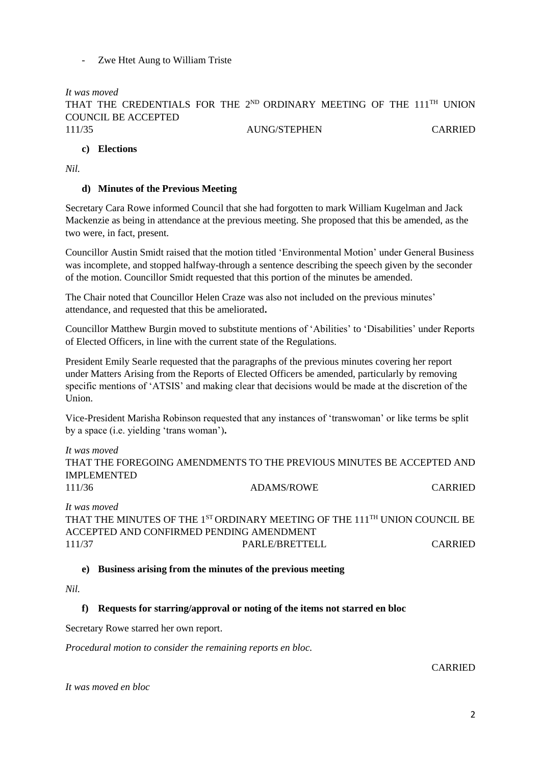- Zwe Htet Aung to William Triste

*It was moved*

THAT THE CREDENTIALS FOR THE 2ND ORDINARY MEETING OF THE 111TH UNION COUNCIL BE ACCEPTED

111/35 AUNG/STEPHEN CARRIED

**c) Elections**

*Nil.*

**d) Minutes of the Previous Meeting**

Secretary Cara Rowe informed Council that she had forgotten to mark William Kugelman and Jack Mackenzie as being in attendance at the previous meeting. She proposed that this be amended, as the two were, in fact, present.

Councillor Austin Smidt raised that the motion titled 'Environmental Motion' under General Business was incomplete, and stopped halfway-through a sentence describing the speech given by the seconder of the motion. Councillor Smidt requested that this portion of the minutes be amended.

The Chair noted that Councillor Helen Craze was also not included on the previous minutes' attendance, and requested that this be ameliorated**.**

Councillor Matthew Burgin moved to substitute mentions of 'Abilities' to 'Disabilities' under Reports of Elected Officers, in line with the current state of the Regulations.

President Emily Searle requested that the paragraphs of the previous minutes covering her report under Matters Arising from the Reports of Elected Officers be amended, particularly by removing specific mentions of 'ATSIS' and making clear that decisions would be made at the discretion of the Union.

Vice-President Marisha Robinson requested that any instances of 'transwoman' or like terms be split by a space (i.e. yielding 'trans woman')**.**

*It was moved*

THAT THE FOREGOING AMENDMENTS TO THE PREVIOUS MINUTES BE ACCEPTED AND IMPLEMENTED

111/36 ADAMS/ROWE CARRIED

*It was moved*

THAT THE MINUTES OF THE 1ST ORDINARY MEETING OF THE 111TH UNION COUNCIL BE ACCEPTED AND CONFIRMED PENDING AMENDMENT

111/37 PARLE/BRETTELL CARRIED

**e) Business arising from the minutes of the previous meeting**

*Nil.*

**f) Requests for starring/approval or noting of the items not starred en bloc**

Secretary Rowe starred her own report.

*Procedural motion to consider the remaining reports en bloc.*

CARRIED

*It was moved en bloc*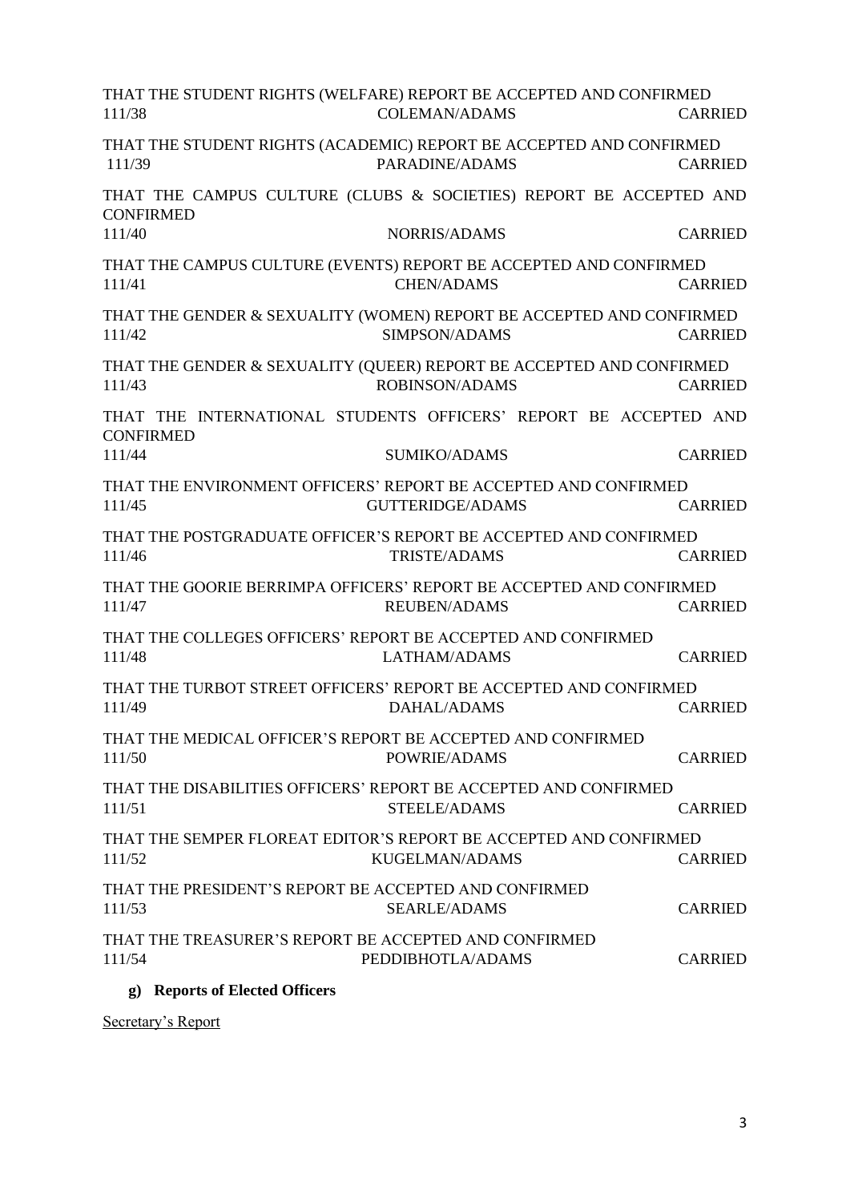THAT THE STUDENT RIGHTS (WELFARE) REPORT BE ACCEPTED AND CONFIRMED
111/38 COLEMAN/ADAMS CARRIED

THAT THE STUDENT RIGHTS (ACADEMIC) REPORT BE ACCEPTED AND CONFIRMED
111/39 PARADINE/ADAMS CARRIED

THAT THE CAMPUS CULTURE (CLUBS & SOCIETIES) REPORT BE ACCEPTED AND CONFIRMED
111/40 NORRIS/ADAMS CARRIED

THAT THE CAMPUS CULTURE (EVENTS) REPORT BE ACCEPTED AND CONFIRMED
111/41 CHEN/ADAMS CARRIED

THAT THE GENDER & SEXUALITY (WOMEN) REPORT BE ACCEPTED AND CONFIRMED
111/42 SIMPSON/ADAMS CARRIED

THAT THE GENDER & SEXUALITY (QUEER) REPORT BE ACCEPTED AND CONFIRMED
111/43 ROBINSON/ADAMS CARRIED

THAT THE INTERNATIONAL STUDENTS OFFICERS' REPORT BE ACCEPTED AND CONFIRMED
111/44 SUMIKO/ADAMS CARRIED

THAT THE ENVIRONMENT OFFICERS' REPORT BE ACCEPTED AND CONFIRMED
111/45 GUTTERIDGE/ADAMS CARRIED

THAT THE POSTGRADUATE OFFICER'S REPORT BE ACCEPTED AND CONFIRMED
111/46 TRISTE/ADAMS CARRIED

THAT THE GOORIE BERRIMPA OFFICERS' REPORT BE ACCEPTED AND CONFIRMED
111/47 REUBEN/ADAMS CARRIED

THAT THE COLLEGES OFFICERS' REPORT BE ACCEPTED AND CONFIRMED
111/48 LATHAM/ADAMS CARRIED

THAT THE TURBOT STREET OFFICERS' REPORT BE ACCEPTED AND CONFIRMED
111/49 DAHAL/ADAMS CARRIED

THAT THE MEDICAL OFFICER'S REPORT BE ACCEPTED AND CONFIRMED
111/50 POWRIE/ADAMS CARRIED

THAT THE DISABILITIES OFFICERS' REPORT BE ACCEPTED AND CONFIRMED
111/51 STEELE/ADAMS CARRIED

THAT THE SEMPER FLOREAT EDITOR'S REPORT BE ACCEPTED AND CONFIRMED
111/52 KUGELMAN/ADAMS CARRIED

THAT THE PRESIDENT'S REPORT BE ACCEPTED AND CONFIRMED
111/53 SEARLE/ADAMS CARRIED

THAT THE TREASURER'S REPORT BE ACCEPTED AND CONFIRMED
111/54 PEDDIBHOTLA/ADAMS CARRIED

**g) Reports of Elected Officers**

Secretary's Report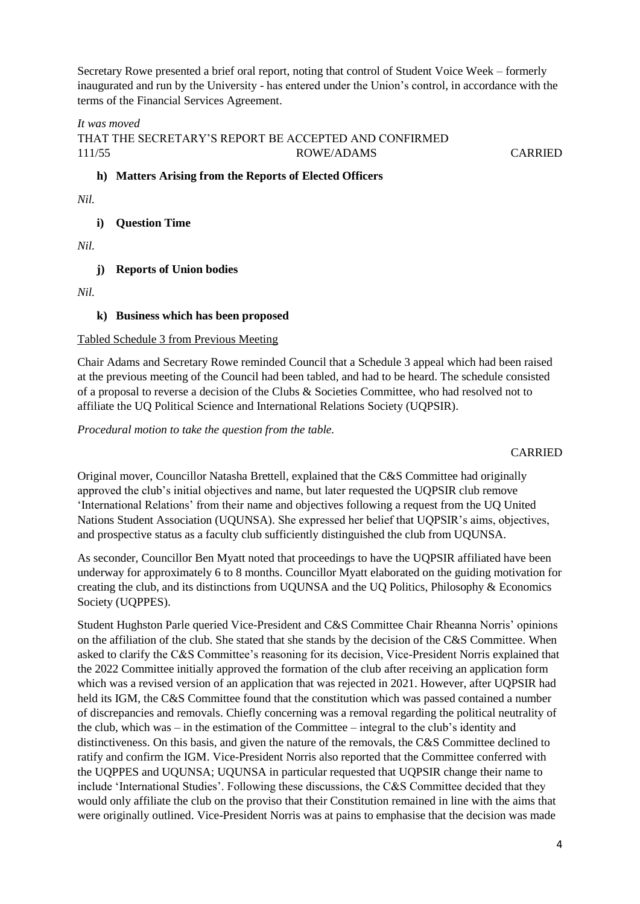Secretary Rowe presented a brief oral report, noting that control of Student Voice Week – formerly inaugurated and run by the University - has entered under the Union's control, in accordance with the terms of the Financial Services Agreement.

*It was moved*
THAT THE SECRETARY'S REPORT BE ACCEPTED AND CONFIRMED
111/55 ROWE/ADAMS CARRIED

### h) Matters Arising from the Reports of Elected Officers

*Nil.*

### i) Question Time

*Nil.*

### j) Reports of Union bodies

*Nil.*

### k) Business which has been proposed

Tabled Schedule 3 from Previous Meeting

Chair Adams and Secretary Rowe reminded Council that a Schedule 3 appeal which had been raised at the previous meeting of the Council had been tabled, and had to be heard. The schedule consisted of a proposal to reverse a decision of the Clubs & Societies Committee, who had resolved not to affiliate the UQ Political Science and International Relations Society (UQPSIR).

*Procedural motion to take the question from the table.*

CARRIED

Original mover, Councillor Natasha Brettell, explained that the C&S Committee had originally approved the club's initial objectives and name, but later requested the UQPSIR club remove 'International Relations' from their name and objectives following a request from the UQ United Nations Student Association (UQUNSA). She expressed her belief that UQPSIR's aims, objectives, and prospective status as a faculty club sufficiently distinguished the club from UQUNSA.

As seconder, Councillor Ben Myatt noted that proceedings to have the UQPSIR affiliated have been underway for approximately 6 to 8 months. Councillor Myatt elaborated on the guiding motivation for creating the club, and its distinctions from UQUNSA and the UQ Politics, Philosophy & Economics Society (UQPPES).

Student Hughston Parle queried Vice-President and C&S Committee Chair Rheanna Norris' opinions on the affiliation of the club. She stated that she stands by the decision of the C&S Committee. When asked to clarify the C&S Committee's reasoning for its decision, Vice-President Norris explained that the 2022 Committee initially approved the formation of the club after receiving an application form which was a revised version of an application that was rejected in 2021. However, after UQPSIR had held its IGM, the C&S Committee found that the constitution which was passed contained a number of discrepancies and removals. Chiefly concerning was a removal regarding the political neutrality of the club, which was – in the estimation of the Committee – integral to the club's identity and distinctiveness. On this basis, and given the nature of the removals, the C&S Committee declined to ratify and confirm the IGM. Vice-President Norris also reported that the Committee conferred with the UQPPES and UQUNSA; UQUNSA in particular requested that UQPSIR change their name to include 'International Studies'. Following these discussions, the C&S Committee decided that they would only affiliate the club on the proviso that their Constitution remained in line with the aims that were originally outlined. Vice-President Norris was at pains to emphasise that the decision was made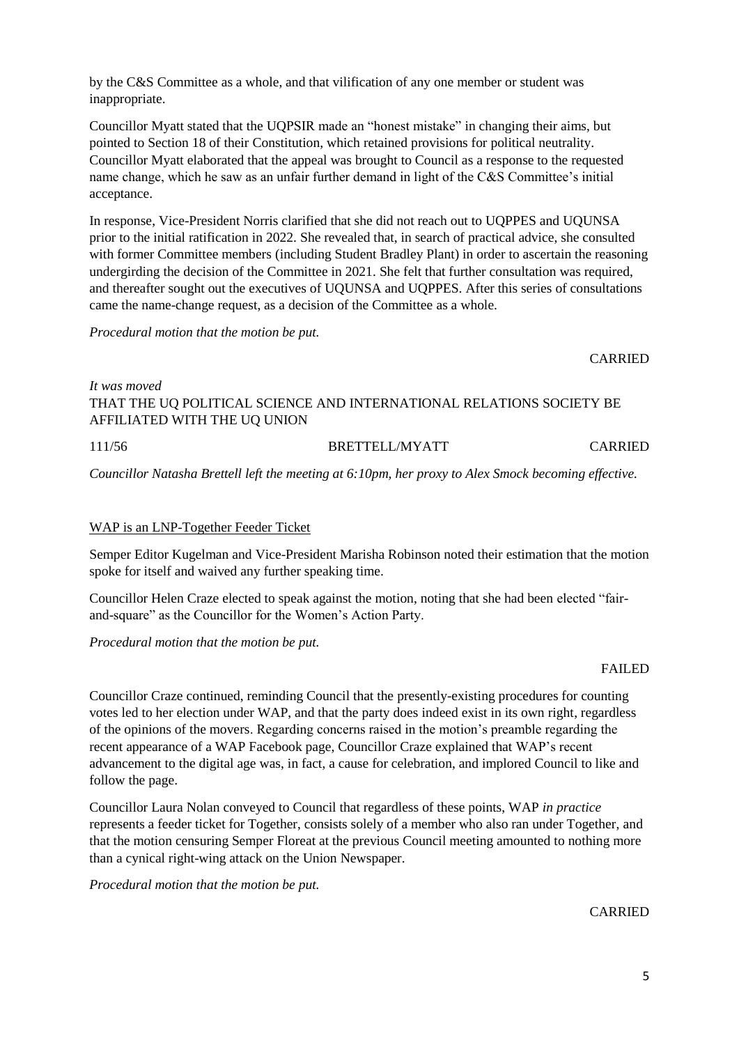by the C&S Committee as a whole, and that vilification of any one member or student was inappropriate.

Councillor Myatt stated that the UQPSIR made an "honest mistake" in changing their aims, but pointed to Section 18 of their Constitution, which retained provisions for political neutrality. Councillor Myatt elaborated that the appeal was brought to Council as a response to the requested name change, which he saw as an unfair further demand in light of the C&S Committee's initial acceptance.

In response, Vice-President Norris clarified that she did not reach out to UQPPES and UQUNSA prior to the initial ratification in 2022. She revealed that, in search of practical advice, she consulted with former Committee members (including Student Bradley Plant) in order to ascertain the reasoning undergirding the decision of the Committee in 2021. She felt that further consultation was required, and thereafter sought out the executives of UQUNSA and UQPPES. After this series of consultations came the name-change request, as a decision of the Committee as a whole.

*Procedural motion that the motion be put.*

CARRIED

*It was moved*

THAT THE UQ POLITICAL SCIENCE AND INTERNATIONAL RELATIONS SOCIETY BE AFFILIATED WITH THE UQ UNION

111/56 BRETTELL/MYATT CARRIED

*Councillor Natasha Brettell left the meeting at 6:10pm, her proxy to Alex Smock becoming effective.*

## WAP is an LNP-Together Feeder Ticket

Semper Editor Kugelman and Vice-President Marisha Robinson noted their estimation that the motion spoke for itself and waived any further speaking time.

Councillor Helen Craze elected to speak against the motion, noting that she had been elected "fair-and-square" as the Councillor for the Women's Action Party.

*Procedural motion that the motion be put.*

FAILED

Councillor Craze continued, reminding Council that the presently-existing procedures for counting votes led to her election under WAP, and that the party does indeed exist in its own right, regardless of the opinions of the movers. Regarding concerns raised in the motion's preamble regarding the recent appearance of a WAP Facebook page, Councillor Craze explained that WAP's recent advancement to the digital age was, in fact, a cause for celebration, and implored Council to like and follow the page.

Councillor Laura Nolan conveyed to Council that regardless of these points, WAP *in practice* represents a feeder ticket for Together, consists solely of a member who also ran under Together, and that the motion censuring Semper Floreat at the previous Council meeting amounted to nothing more than a cynical right-wing attack on the Union Newspaper.

*Procedural motion that the motion be put.*

CARRIED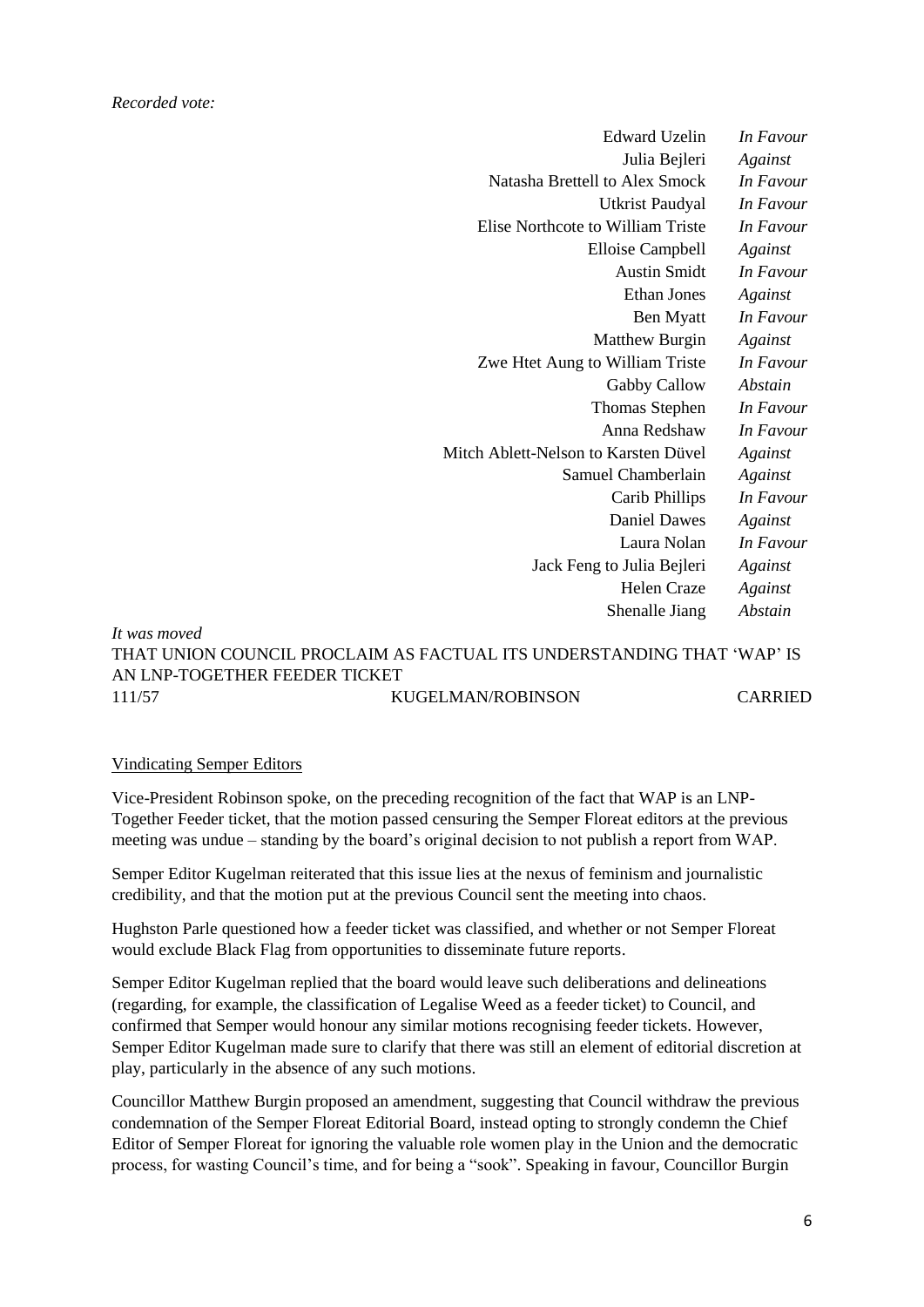*Recorded vote:*

| | |
|---|---|
| Edward Uzelin | *In Favour* |
| Julia Bejleri | *Against* |
| Natasha Brettell to Alex Smock | *In Favour* |
| Utkrist Paudyal | *In Favour* |
| Elise Northcote to William Triste | *In Favour* |
| Elloise Campbell | *Against* |
| Austin Smidt | *In Favour* |
| Ethan Jones | *Against* |
| Ben Myatt | *In Favour* |
| Matthew Burgin | *Against* |
| Zwe Htet Aung to William Triste | *In Favour* |
| Gabby Callow | *Abstain* |
| Thomas Stephen | *In Favour* |
| Anna Redshaw | *In Favour* |
| Mitch Ablett-Nelson to Karsten Düvel | *Against* |
| Samuel Chamberlain | *Against* |
| Carib Phillips | *In Favour* |
| Daniel Dawes | *Against* |
| Laura Nolan | *In Favour* |
| Jack Feng to Julia Bejleri | *Against* |
| Helen Craze | *Against* |
| Shenalle Jiang | *Abstain* |

*It was moved*

THAT UNION COUNCIL PROCLAIM AS FACTUAL ITS UNDERSTANDING THAT 'WAP' IS AN LNP-TOGETHER FEEDER TICKET

111/57 KUGELMAN/ROBINSON CARRIED

Vindicating Semper Editors

Vice-President Robinson spoke, on the preceding recognition of the fact that WAP is an LNP-Together Feeder ticket, that the motion passed censuring the Semper Floreat editors at the previous meeting was undue – standing by the board's original decision to not publish a report from WAP.

Semper Editor Kugelman reiterated that this issue lies at the nexus of feminism and journalistic credibility, and that the motion put at the previous Council sent the meeting into chaos.

Hughston Parle questioned how a feeder ticket was classified, and whether or not Semper Floreat would exclude Black Flag from opportunities to disseminate future reports.

Semper Editor Kugelman replied that the board would leave such deliberations and delineations (regarding, for example, the classification of Legalise Weed as a feeder ticket) to Council, and confirmed that Semper would honour any similar motions recognising feeder tickets. However, Semper Editor Kugelman made sure to clarify that there was still an element of editorial discretion at play, particularly in the absence of any such motions.

Councillor Matthew Burgin proposed an amendment, suggesting that Council withdraw the previous condemnation of the Semper Floreat Editorial Board, instead opting to strongly condemn the Chief Editor of Semper Floreat for ignoring the valuable role women play in the Union and the democratic process, for wasting Council's time, and for being a "sook". Speaking in favour, Councillor Burgin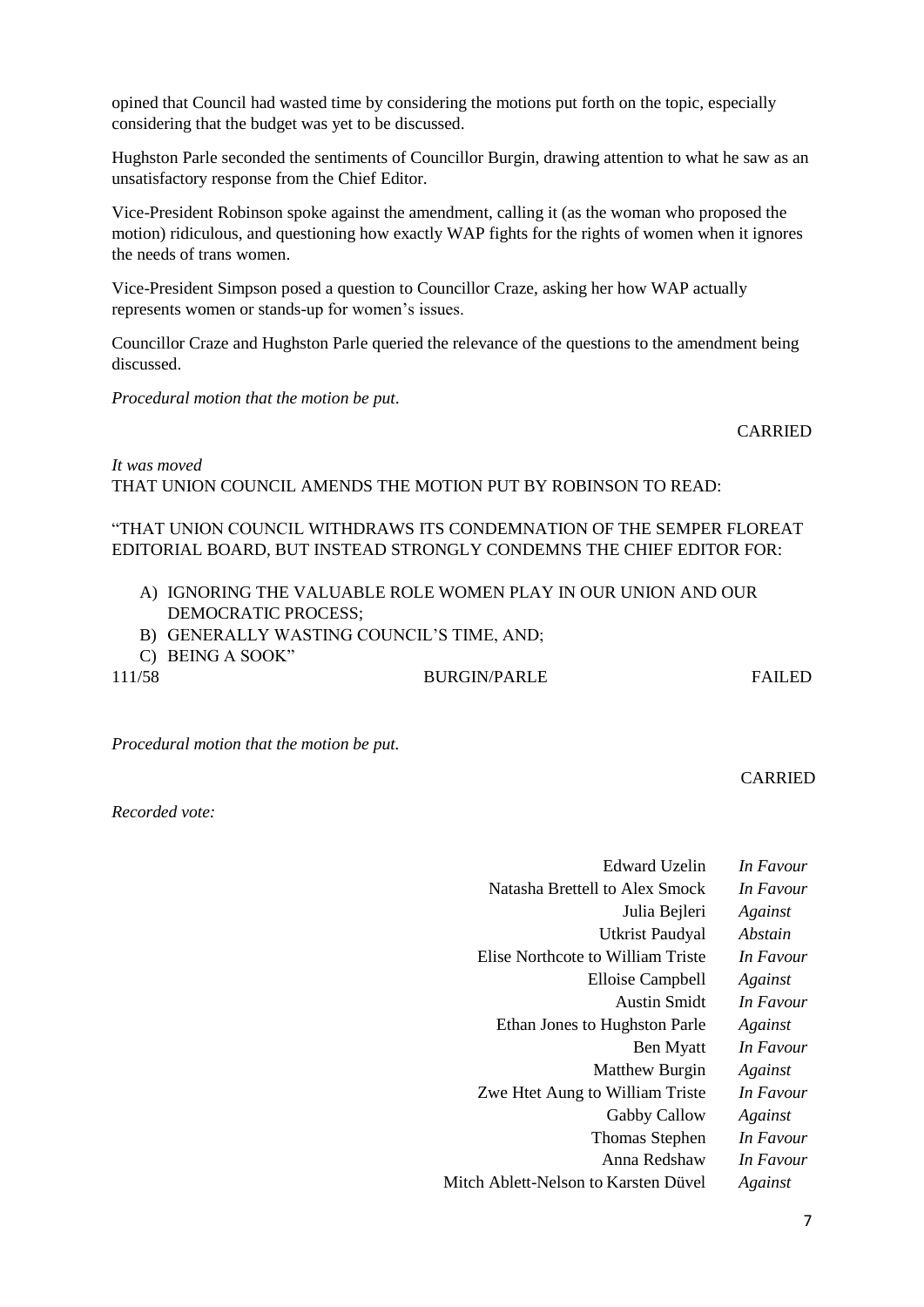opined that Council had wasted time by considering the motions put forth on the topic, especially considering that the budget was yet to be discussed.

Hughston Parle seconded the sentiments of Councillor Burgin, drawing attention to what he saw as an unsatisfactory response from the Chief Editor.

Vice-President Robinson spoke against the amendment, calling it (as the woman who proposed the motion) ridiculous, and questioning how exactly WAP fights for the rights of women when it ignores the needs of trans women.

Vice-President Simpson posed a question to Councillor Craze, asking her how WAP actually represents women or stands-up for women's issues.

Councillor Craze and Hughston Parle queried the relevance of the questions to the amendment being discussed.

*Procedural motion that the motion be put.*

CARRIED

*It was moved*
THAT UNION COUNCIL AMENDS THE MOTION PUT BY ROBINSON TO READ:

"THAT UNION COUNCIL WITHDRAWS ITS CONDEMNATION OF THE SEMPER FLOREAT EDITORIAL BOARD, BUT INSTEAD STRONGLY CONDEMNS THE CHIEF EDITOR FOR:

A) IGNORING THE VALUABLE ROLE WOMEN PLAY IN OUR UNION AND OUR DEMOCRATIC PROCESS;
B) GENERALLY WASTING COUNCIL'S TIME, AND;
C) BEING A SOOK"

111/58 BURGIN/PARLE FAILED

*Procedural motion that the motion be put.*

CARRIED

*Recorded vote:*

| | |
|---|---|
| Edward Uzelin | *In Favour* |
| Natasha Brettell to Alex Smock | *In Favour* |
| Julia Bejleri | *Against* |
| Utkrist Paudyal | *Abstain* |
| Elise Northcote to William Triste | *In Favour* |
| Elloise Campbell | *Against* |
| Austin Smidt | *In Favour* |
| Ethan Jones to Hughston Parle | *Against* |
| Ben Myatt | *In Favour* |
| Matthew Burgin | *Against* |
| Zwe Htet Aung to William Triste | *In Favour* |
| Gabby Callow | *Against* |
| Thomas Stephen | *In Favour* |
| Anna Redshaw | *In Favour* |
| Mitch Ablett-Nelson to Karsten Düvel | *Against* |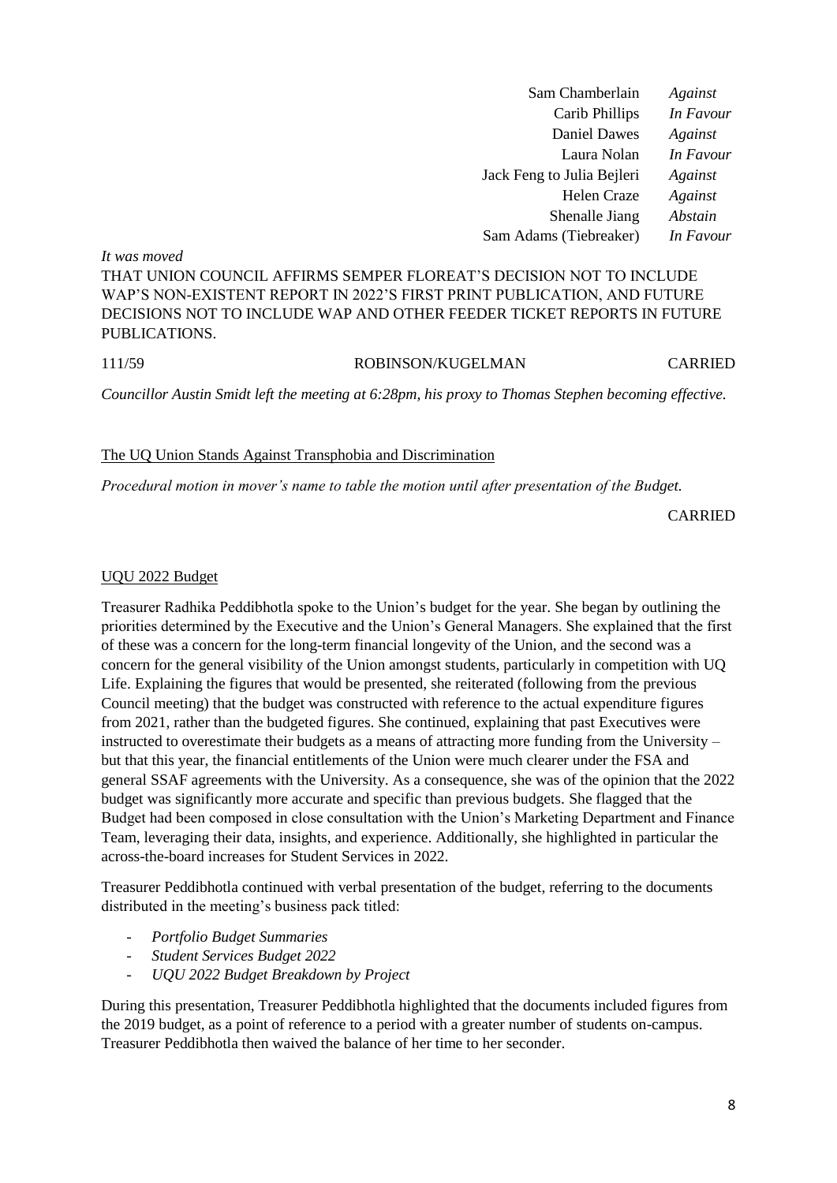| | |
|---|---|
| Sam Chamberlain | *Against* |
| Carib Phillips | *In Favour* |
| Daniel Dawes | *Against* |
| Laura Nolan | *In Favour* |
| Jack Feng to Julia Bejleri | *Against* |
| Helen Craze | *Against* |
| Shenalle Jiang | *Abstain* |
| Sam Adams (Tiebreaker) | *In Favour* |

*It was moved*

THAT UNION COUNCIL AFFIRMS SEMPER FLOREAT'S DECISION NOT TO INCLUDE WAP'S NON-EXISTENT REPORT IN 2022'S FIRST PRINT PUBLICATION, AND FUTURE DECISIONS NOT TO INCLUDE WAP AND OTHER FEEDER TICKET REPORTS IN FUTURE PUBLICATIONS.

111/59 ROBINSON/KUGELMAN CARRIED

*Councillor Austin Smidt left the meeting at 6:28pm, his proxy to Thomas Stephen becoming effective.*

## The UQ Union Stands Against Transphobia and Discrimination

*Procedural motion in mover's name to table the motion until after presentation of the Budget.*

CARRIED

## UQU 2022 Budget

Treasurer Radhika Peddibhotla spoke to the Union's budget for the year. She began by outlining the priorities determined by the Executive and the Union's General Managers. She explained that the first of these was a concern for the long-term financial longevity of the Union, and the second was a concern for the general visibility of the Union amongst students, particularly in competition with UQ Life. Explaining the figures that would be presented, she reiterated (following from the previous Council meeting) that the budget was constructed with reference to the actual expenditure figures from 2021, rather than the budgeted figures. She continued, explaining that past Executives were instructed to overestimate their budgets as a means of attracting more funding from the University – but that this year, the financial entitlements of the Union were much clearer under the FSA and general SSAF agreements with the University. As a consequence, she was of the opinion that the 2022 budget was significantly more accurate and specific than previous budgets. She flagged that the Budget had been composed in close consultation with the Union's Marketing Department and Finance Team, leveraging their data, insights, and experience. Additionally, she highlighted in particular the across-the-board increases for Student Services in 2022.

Treasurer Peddibhotla continued with verbal presentation of the budget, referring to the documents distributed in the meeting's business pack titled:

- *Portfolio Budget Summaries*
- *Student Services Budget 2022*
- *UQU 2022 Budget Breakdown by Project*

During this presentation, Treasurer Peddibhotla highlighted that the documents included figures from the 2019 budget, as a point of reference to a period with a greater number of students on-campus. Treasurer Peddibhotla then waived the balance of her time to her seconder.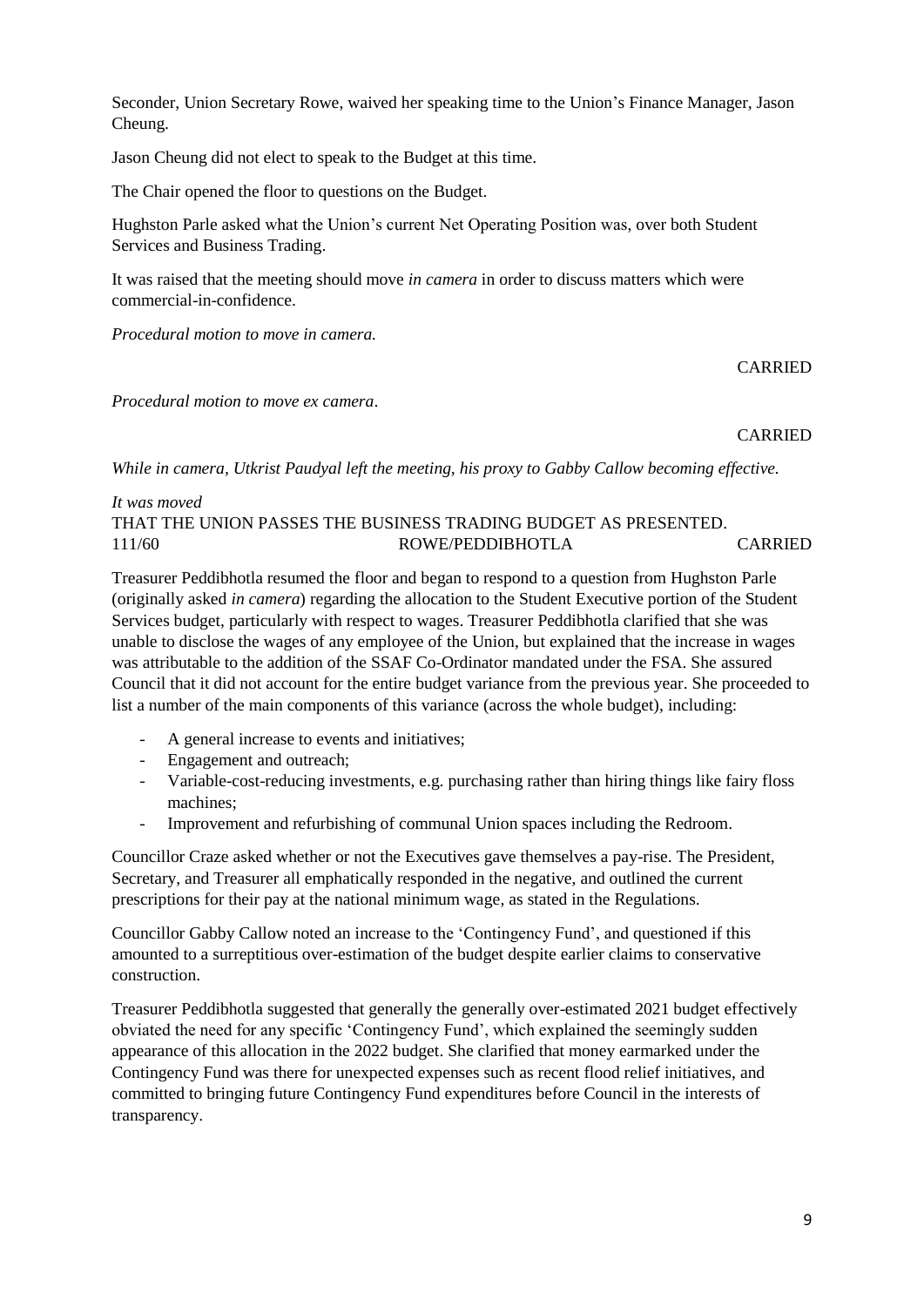Seconder, Union Secretary Rowe, waived her speaking time to the Union's Finance Manager, Jason Cheung.

Jason Cheung did not elect to speak to the Budget at this time.

The Chair opened the floor to questions on the Budget.

Hughston Parle asked what the Union's current Net Operating Position was, over both Student Services and Business Trading.

It was raised that the meeting should move *in camera* in order to discuss matters which were commercial-in-confidence.

*Procedural motion to move in camera.*

CARRIED

*Procedural motion to move ex camera*.

CARRIED

*While in camera, Utkrist Paudyal left the meeting, his proxy to Gabby Callow becoming effective.*

*It was moved*
THAT THE UNION PASSES THE BUSINESS TRADING BUDGET AS PRESENTED.
111/60 ROWE/PEDDIBHOTLA CARRIED

Treasurer Peddibhotla resumed the floor and began to respond to a question from Hughston Parle (originally asked *in camera*) regarding the allocation to the Student Executive portion of the Student Services budget, particularly with respect to wages. Treasurer Peddibhotla clarified that she was unable to disclose the wages of any employee of the Union, but explained that the increase in wages was attributable to the addition of the SSAF Co-Ordinator mandated under the FSA. She assured Council that it did not account for the entire budget variance from the previous year. She proceeded to list a number of the main components of this variance (across the whole budget), including:

- A general increase to events and initiatives;
- Engagement and outreach;
- Variable-cost-reducing investments, e.g. purchasing rather than hiring things like fairy floss machines;
- Improvement and refurbishing of communal Union spaces including the Redroom.

Councillor Craze asked whether or not the Executives gave themselves a pay-rise. The President, Secretary, and Treasurer all emphatically responded in the negative, and outlined the current prescriptions for their pay at the national minimum wage, as stated in the Regulations.

Councillor Gabby Callow noted an increase to the 'Contingency Fund', and questioned if this amounted to a surreptitious over-estimation of the budget despite earlier claims to conservative construction.

Treasurer Peddibhotla suggested that generally the generally over-estimated 2021 budget effectively obviated the need for any specific 'Contingency Fund', which explained the seemingly sudden appearance of this allocation in the 2022 budget. She clarified that money earmarked under the Contingency Fund was there for unexpected expenses such as recent flood relief initiatives, and committed to bringing future Contingency Fund expenditures before Council in the interests of transparency.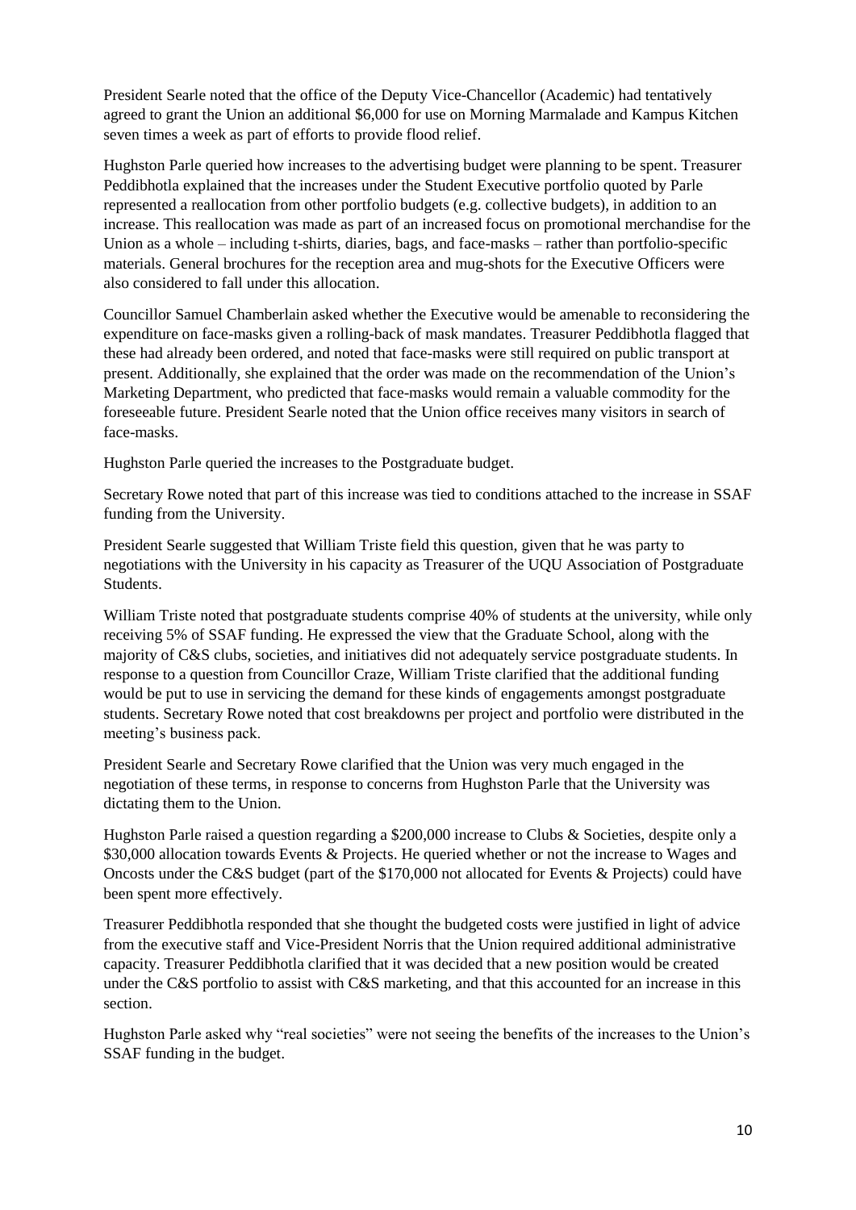President Searle noted that the office of the Deputy Vice-Chancellor (Academic) had tentatively agreed to grant the Union an additional $6,000 for use on Morning Marmalade and Kampus Kitchen seven times a week as part of efforts to provide flood relief.

Hughston Parle queried how increases to the advertising budget were planning to be spent. Treasurer Peddibhotla explained that the increases under the Student Executive portfolio quoted by Parle represented a reallocation from other portfolio budgets (e.g. collective budgets), in addition to an increase. This reallocation was made as part of an increased focus on promotional merchandise for the Union as a whole – including t-shirts, diaries, bags, and face-masks – rather than portfolio-specific materials. General brochures for the reception area and mug-shots for the Executive Officers were also considered to fall under this allocation.

Councillor Samuel Chamberlain asked whether the Executive would be amenable to reconsidering the expenditure on face-masks given a rolling-back of mask mandates. Treasurer Peddibhotla flagged that these had already been ordered, and noted that face-masks were still required on public transport at present. Additionally, she explained that the order was made on the recommendation of the Union's Marketing Department, who predicted that face-masks would remain a valuable commodity for the foreseeable future. President Searle noted that the Union office receives many visitors in search of face-masks.

Hughston Parle queried the increases to the Postgraduate budget.

Secretary Rowe noted that part of this increase was tied to conditions attached to the increase in SSAF funding from the University.

President Searle suggested that William Triste field this question, given that he was party to negotiations with the University in his capacity as Treasurer of the UQU Association of Postgraduate Students.

William Triste noted that postgraduate students comprise 40% of students at the university, while only receiving 5% of SSAF funding. He expressed the view that the Graduate School, along with the majority of C&S clubs, societies, and initiatives did not adequately service postgraduate students. In response to a question from Councillor Craze, William Triste clarified that the additional funding would be put to use in servicing the demand for these kinds of engagements amongst postgraduate students. Secretary Rowe noted that cost breakdowns per project and portfolio were distributed in the meeting's business pack.

President Searle and Secretary Rowe clarified that the Union was very much engaged in the negotiation of these terms, in response to concerns from Hughston Parle that the University was dictating them to the Union.

Hughston Parle raised a question regarding a $200,000 increase to Clubs & Societies, despite only a $30,000 allocation towards Events & Projects. He queried whether or not the increase to Wages and Oncosts under the C&S budget (part of the $170,000 not allocated for Events & Projects) could have been spent more effectively.

Treasurer Peddibhotla responded that she thought the budgeted costs were justified in light of advice from the executive staff and Vice-President Norris that the Union required additional administrative capacity. Treasurer Peddibhotla clarified that it was decided that a new position would be created under the C&S portfolio to assist with C&S marketing, and that this accounted for an increase in this section.

Hughston Parle asked why "real societies" were not seeing the benefits of the increases to the Union's SSAF funding in the budget.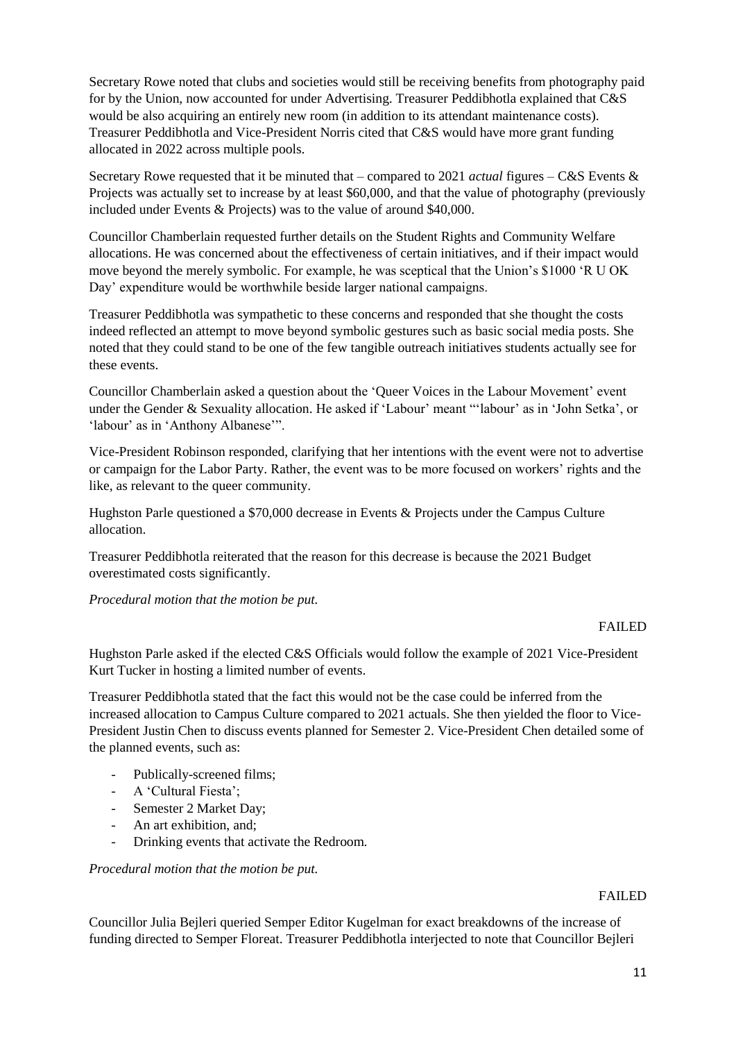Secretary Rowe noted that clubs and societies would still be receiving benefits from photography paid for by the Union, now accounted for under Advertising. Treasurer Peddibhotla explained that C&S would be also acquiring an entirely new room (in addition to its attendant maintenance costs). Treasurer Peddibhotla and Vice-President Norris cited that C&S would have more grant funding allocated in 2022 across multiple pools.

Secretary Rowe requested that it be minuted that – compared to 2021 *actual* figures – C&S Events & Projects was actually set to increase by at least $60,000, and that the value of photography (previously included under Events & Projects) was to the value of around $40,000.

Councillor Chamberlain requested further details on the Student Rights and Community Welfare allocations. He was concerned about the effectiveness of certain initiatives, and if their impact would move beyond the merely symbolic. For example, he was sceptical that the Union's $1000 'R U OK Day' expenditure would be worthwhile beside larger national campaigns.

Treasurer Peddibhotla was sympathetic to these concerns and responded that she thought the costs indeed reflected an attempt to move beyond symbolic gestures such as basic social media posts. She noted that they could stand to be one of the few tangible outreach initiatives students actually see for these events.

Councillor Chamberlain asked a question about the 'Queer Voices in the Labour Movement' event under the Gender & Sexuality allocation. He asked if 'Labour' meant "'labour' as in 'John Setka', or 'labour' as in 'Anthony Albanese'".

Vice-President Robinson responded, clarifying that her intentions with the event were not to advertise or campaign for the Labor Party. Rather, the event was to be more focused on workers' rights and the like, as relevant to the queer community.

Hughston Parle questioned a $70,000 decrease in Events & Projects under the Campus Culture allocation.

Treasurer Peddibhotla reiterated that the reason for this decrease is because the 2021 Budget overestimated costs significantly.

*Procedural motion that the motion be put.*

FAILED

Hughston Parle asked if the elected C&S Officials would follow the example of 2021 Vice-President Kurt Tucker in hosting a limited number of events.

Treasurer Peddibhotla stated that the fact this would not be the case could be inferred from the increased allocation to Campus Culture compared to 2021 actuals. She then yielded the floor to Vice-President Justin Chen to discuss events planned for Semester 2. Vice-President Chen detailed some of the planned events, such as:

- Publically-screened films;
- A 'Cultural Fiesta';
- Semester 2 Market Day;
- An art exhibition, and;
- Drinking events that activate the Redroom.

*Procedural motion that the motion be put.*

FAILED

Councillor Julia Bejleri queried Semper Editor Kugelman for exact breakdowns of the increase of funding directed to Semper Floreat. Treasurer Peddibhotla interjected to note that Councillor Bejleri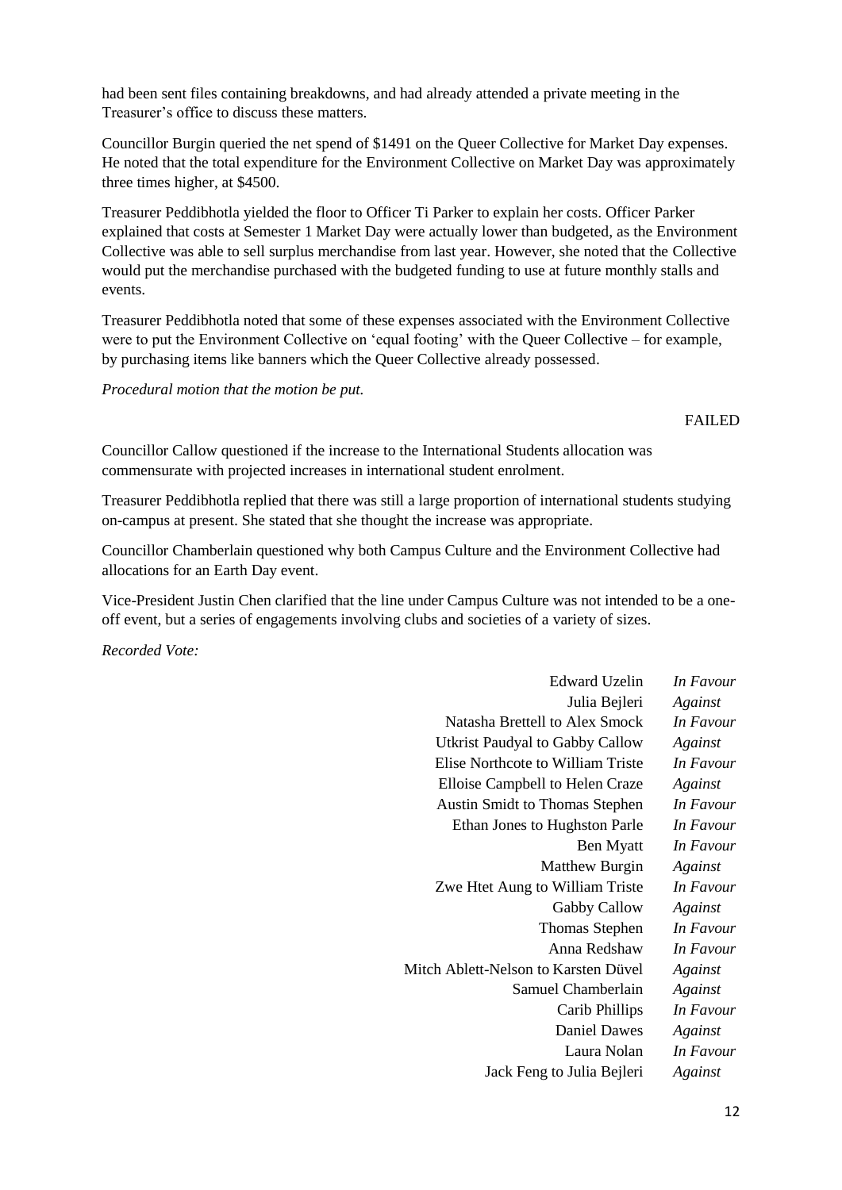had been sent files containing breakdowns, and had already attended a private meeting in the Treasurer's office to discuss these matters.

Councillor Burgin queried the net spend of $1491 on the Queer Collective for Market Day expenses. He noted that the total expenditure for the Environment Collective on Market Day was approximately three times higher, at $4500.

Treasurer Peddibhotla yielded the floor to Officer Ti Parker to explain her costs. Officer Parker explained that costs at Semester 1 Market Day were actually lower than budgeted, as the Environment Collective was able to sell surplus merchandise from last year. However, she noted that the Collective would put the merchandise purchased with the budgeted funding to use at future monthly stalls and events.

Treasurer Peddibhotla noted that some of these expenses associated with the Environment Collective were to put the Environment Collective on 'equal footing' with the Queer Collective – for example, by purchasing items like banners which the Queer Collective already possessed.

*Procedural motion that the motion be put.*

FAILED

Councillor Callow questioned if the increase to the International Students allocation was commensurate with projected increases in international student enrolment.

Treasurer Peddibhotla replied that there was still a large proportion of international students studying on-campus at present. She stated that she thought the increase was appropriate.

Councillor Chamberlain questioned why both Campus Culture and the Environment Collective had allocations for an Earth Day event.

Vice-President Justin Chen clarified that the line under Campus Culture was not intended to be a one-off event, but a series of engagements involving clubs and societies of a variety of sizes.

*Recorded Vote:*

| | |
|---|---|
| Edward Uzelin | *In Favour* |
| Julia Bejleri | *Against* |
| Natasha Brettell to Alex Smock | *In Favour* |
| Utkrist Paudyal to Gabby Callow | *Against* |
| Elise Northcote to William Triste | *In Favour* |
| Elloise Campbell to Helen Craze | *Against* |
| Austin Smidt to Thomas Stephen | *In Favour* |
| Ethan Jones to Hughston Parle | *In Favour* |
| Ben Myatt | *In Favour* |
| Matthew Burgin | *Against* |
| Zwe Htet Aung to William Triste | *In Favour* |
| Gabby Callow | *Against* |
| Thomas Stephen | *In Favour* |
| Anna Redshaw | *In Favour* |
| Mitch Ablett-Nelson to Karsten Düvel | *Against* |
| Samuel Chamberlain | *Against* |
| Carib Phillips | *In Favour* |
| Daniel Dawes | *Against* |
| Laura Nolan | *In Favour* |
| Jack Feng to Julia Bejleri | *Against* |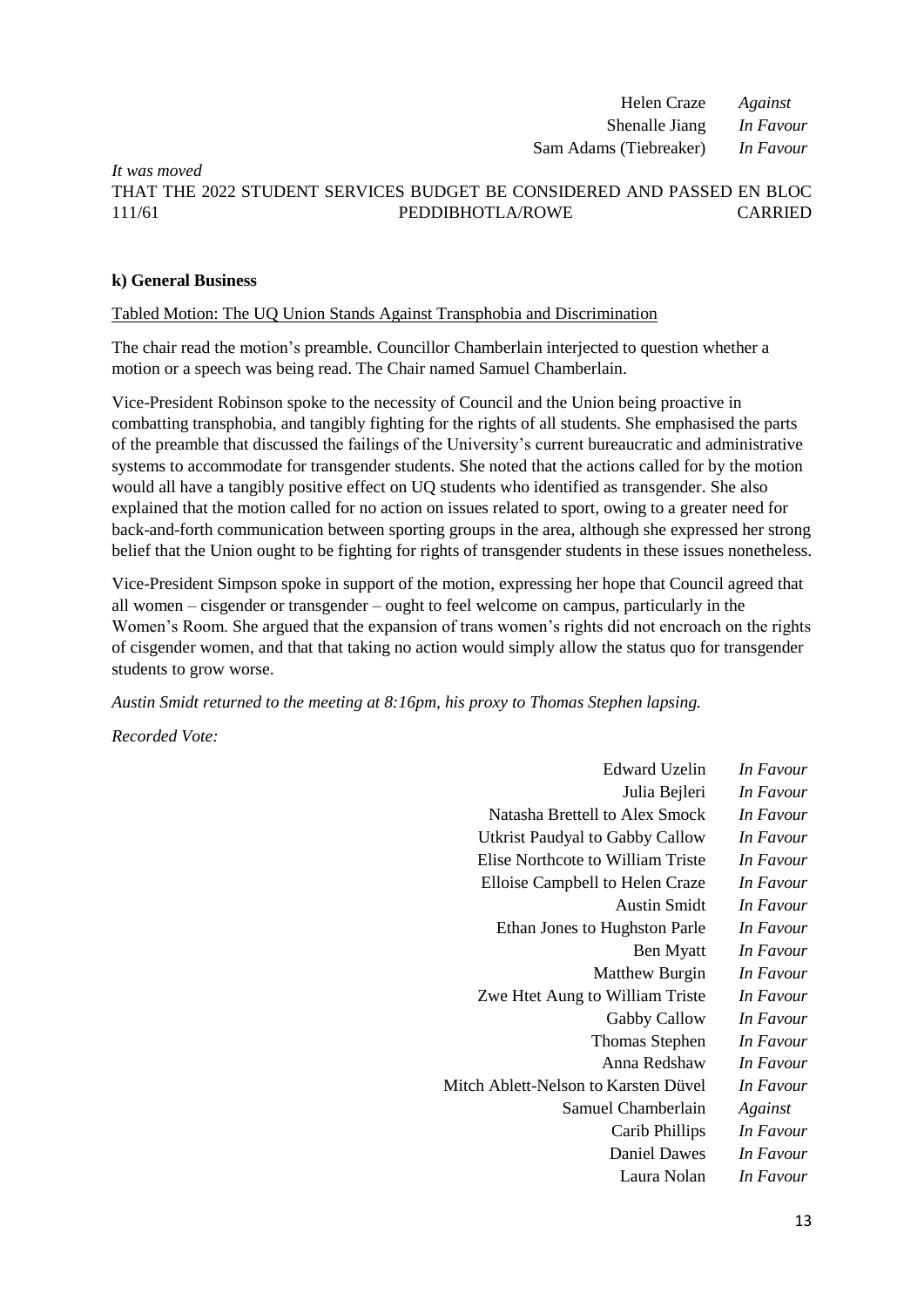| | |
|---|---|
| Helen Craze | *Against* |
| Shenalle Jiang | *In Favour* |
| Sam Adams (Tiebreaker) | *In Favour* |

*It was moved*

THAT THE 2022 STUDENT SERVICES BUDGET BE CONSIDERED AND PASSED EN BLOC
111/61 PEDDIBHOTLA/ROWE CARRIED

### k) General Business

Tabled Motion: The UQ Union Stands Against Transphobia and Discrimination

The chair read the motion's preamble. Councillor Chamberlain interjected to question whether a motion or a speech was being read. The Chair named Samuel Chamberlain.

Vice-President Robinson spoke to the necessity of Council and the Union being proactive in combatting transphobia, and tangibly fighting for the rights of all students. She emphasised the parts of the preamble that discussed the failings of the University's current bureaucratic and administrative systems to accommodate for transgender students. She noted that the actions called for by the motion would all have a tangibly positive effect on UQ students who identified as transgender. She also explained that the motion called for no action on issues related to sport, owing to a greater need for back-and-forth communication between sporting groups in the area, although she expressed her strong belief that the Union ought to be fighting for rights of transgender students in these issues nonetheless.

Vice-President Simpson spoke in support of the motion, expressing her hope that Council agreed that all women – cisgender or transgender – ought to feel welcome on campus, particularly in the Women's Room. She argued that the expansion of trans women's rights did not encroach on the rights of cisgender women, and that that taking no action would simply allow the status quo for transgender students to grow worse.

*Austin Smidt returned to the meeting at 8:16pm, his proxy to Thomas Stephen lapsing.*

*Recorded Vote:*

| | |
|---|---|
| Edward Uzelin | *In Favour* |
| Julia Bejleri | *In Favour* |
| Natasha Brettell to Alex Smock | *In Favour* |
| Utkrist Paudyal to Gabby Callow | *In Favour* |
| Elise Northcote to William Triste | *In Favour* |
| Elloise Campbell to Helen Craze | *In Favour* |
| Austin Smidt | *In Favour* |
| Ethan Jones to Hughston Parle | *In Favour* |
| Ben Myatt | *In Favour* |
| Matthew Burgin | *In Favour* |
| Zwe Htet Aung to William Triste | *In Favour* |
| Gabby Callow | *In Favour* |
| Thomas Stephen | *In Favour* |
| Anna Redshaw | *In Favour* |
| Mitch Ablett-Nelson to Karsten Düvel | *In Favour* |
| Samuel Chamberlain | *Against* |
| Carib Phillips | *In Favour* |
| Daniel Dawes | *In Favour* |
| Laura Nolan | *In Favour* |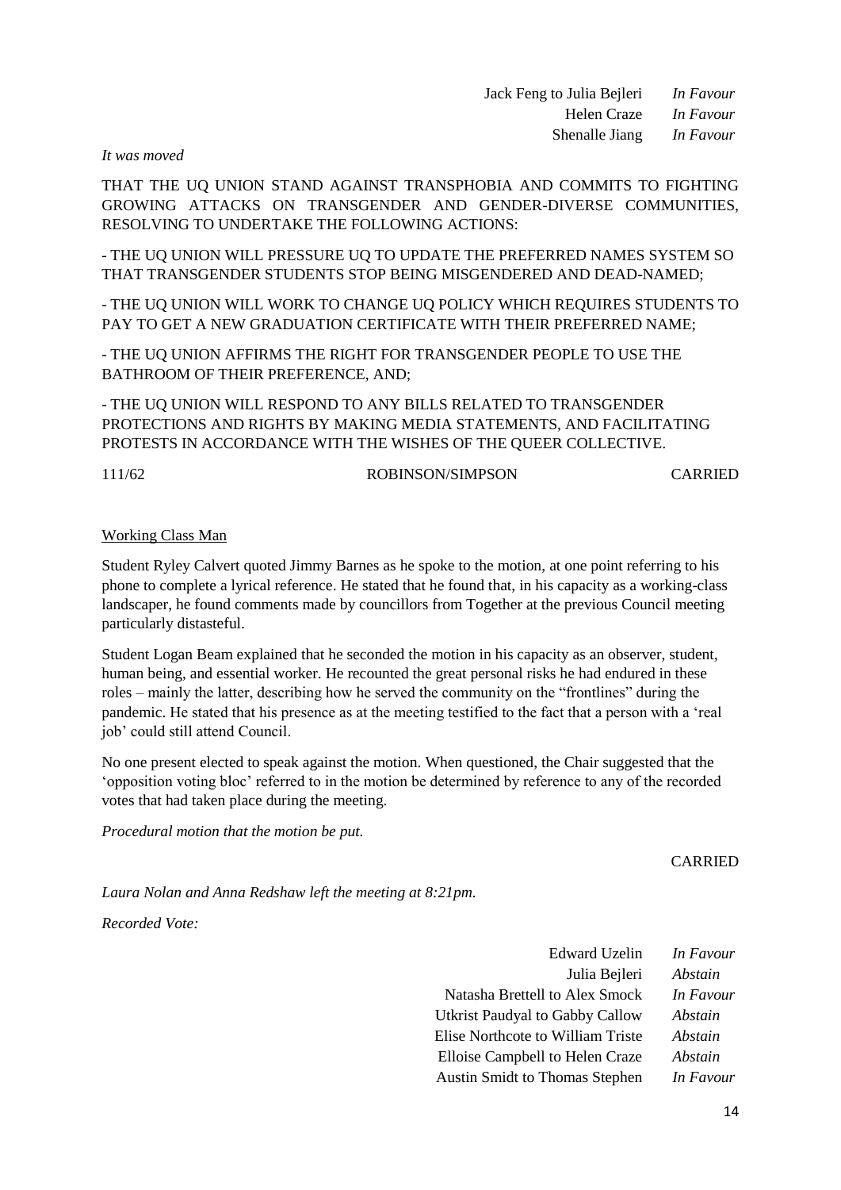| | |
|---|---|
| Jack Feng to Julia Bejleri | *In Favour* |
| Helen Craze | *In Favour* |
| Shenalle Jiang | *In Favour* |

*It was moved*

THAT THE UQ UNION STAND AGAINST TRANSPHOBIA AND COMMITS TO FIGHTING GROWING ATTACKS ON TRANSGENDER AND GENDER-DIVERSE COMMUNITIES, RESOLVING TO UNDERTAKE THE FOLLOWING ACTIONS:

- THE UQ UNION WILL PRESSURE UQ TO UPDATE THE PREFERRED NAMES SYSTEM SO THAT TRANSGENDER STUDENTS STOP BEING MISGENDERED AND DEAD-NAMED;

- THE UQ UNION WILL WORK TO CHANGE UQ POLICY WHICH REQUIRES STUDENTS TO PAY TO GET A NEW GRADUATION CERTIFICATE WITH THEIR PREFERRED NAME;

- THE UQ UNION AFFIRMS THE RIGHT FOR TRANSGENDER PEOPLE TO USE THE BATHROOM OF THEIR PREFERENCE, AND;

- THE UQ UNION WILL RESPOND TO ANY BILLS RELATED TO TRANSGENDER PROTECTIONS AND RIGHTS BY MAKING MEDIA STATEMENTS, AND FACILITATING PROTESTS IN ACCORDANCE WITH THE WISHES OF THE QUEER COLLECTIVE.

111/62 ROBINSON/SIMPSON CARRIED

Working Class Man

Student Ryley Calvert quoted Jimmy Barnes as he spoke to the motion, at one point referring to his phone to complete a lyrical reference. He stated that he found that, in his capacity as a working-class landscaper, he found comments made by councillors from Together at the previous Council meeting particularly distasteful.

Student Logan Beam explained that he seconded the motion in his capacity as an observer, student, human being, and essential worker. He recounted the great personal risks he had endured in these roles – mainly the latter, describing how he served the community on the "frontlines" during the pandemic. He stated that his presence as at the meeting testified to the fact that a person with a 'real job' could still attend Council.

No one present elected to speak against the motion. When questioned, the Chair suggested that the 'opposition voting bloc' referred to in the motion be determined by reference to any of the recorded votes that had taken place during the meeting.

*Procedural motion that the motion be put.*

CARRIED

*Laura Nolan and Anna Redshaw left the meeting at 8:21pm.*

*Recorded Vote:*

| | |
|---|---|
| Edward Uzelin | *In Favour* |
| Julia Bejleri | *Abstain* |
| Natasha Brettell to Alex Smock | *In Favour* |
| Utkrist Paudyal to Gabby Callow | *Abstain* |
| Elise Northcote to William Triste | *Abstain* |
| Elloise Campbell to Helen Craze | *Abstain* |
| Austin Smidt to Thomas Stephen | *In Favour* |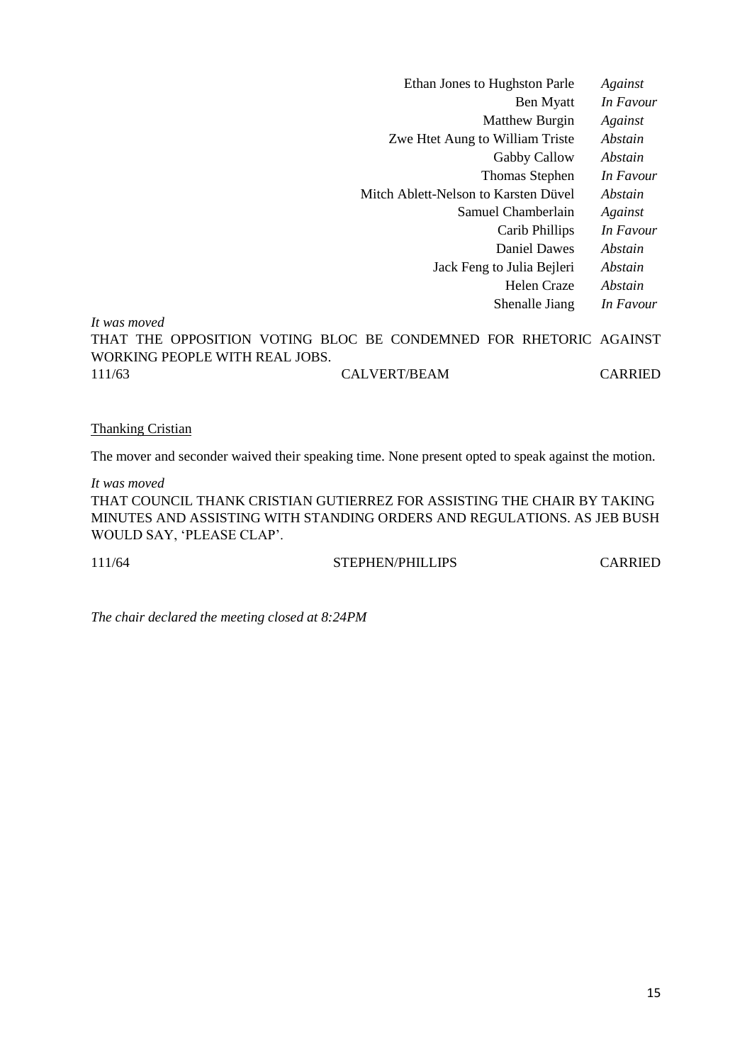| | |
|---|---|
| Ethan Jones to Hughston Parle | *Against* |
| Ben Myatt | *In Favour* |
| Matthew Burgin | *Against* |
| Zwe Htet Aung to William Triste | *Abstain* |
| Gabby Callow | *Abstain* |
| Thomas Stephen | *In Favour* |
| Mitch Ablett-Nelson to Karsten Düvel | *Abstain* |
| Samuel Chamberlain | *Against* |
| Carib Phillips | *In Favour* |
| Daniel Dawes | *Abstain* |
| Jack Feng to Julia Bejleri | *Abstain* |
| Helen Craze | *Abstain* |
| Shenalle Jiang | *In Favour* |

*It was moved*

THAT THE OPPOSITION VOTING BLOC BE CONDEMNED FOR RHETORIC AGAINST WORKING PEOPLE WITH REAL JOBS.

111/63 CALVERT/BEAM CARRIED

Thanking Cristian

The mover and seconder waived their speaking time. None present opted to speak against the motion.

*It was moved*

THAT COUNCIL THANK CRISTIAN GUTIERREZ FOR ASSISTING THE CHAIR BY TAKING MINUTES AND ASSISTING WITH STANDING ORDERS AND REGULATIONS. AS JEB BUSH WOULD SAY, 'PLEASE CLAP'.

111/64 STEPHEN/PHILLIPS CARRIED

*The chair declared the meeting closed at 8:24PM*